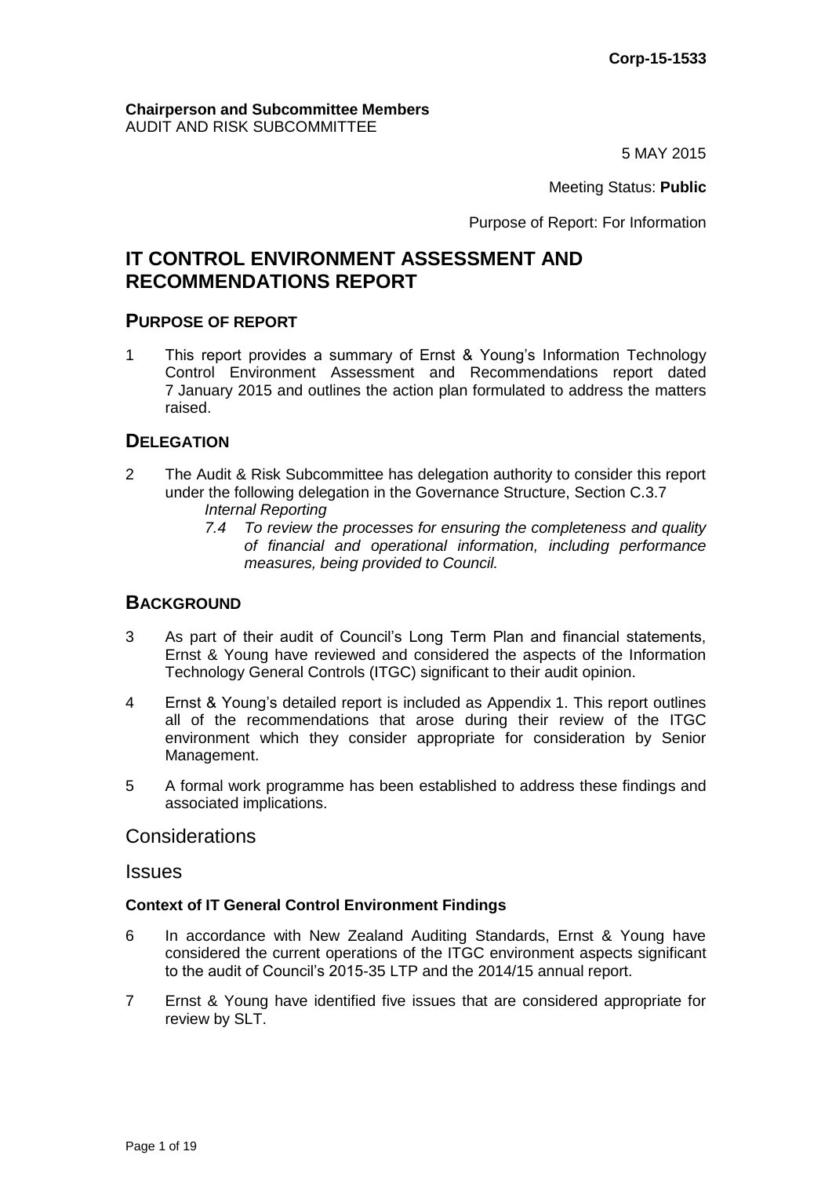**Corp-15-1533**

**Chairperson and Subcommittee Members**
AUDIT AND RISK SUBCOMMITTEE

5 MAY 2015

Meeting Status: **Public**

Purpose of Report: For Information

# IT CONTROL ENVIRONMENT ASSESSMENT AND RECOMMENDATIONS REPORT

## PURPOSE OF REPORT

1 This report provides a summary of Ernst & Young's Information Technology Control Environment Assessment and Recommendations report dated 7 January 2015 and outlines the action plan formulated to address the matters raised.

## DELEGATION

2 The Audit & Risk Subcommittee has delegation authority to consider this report under the following delegation in the Governance Structure, Section C.3.7

*Internal Reporting*

*7.4 To review the processes for ensuring the completeness and quality of financial and operational information, including performance measures, being provided to Council.*

## BACKGROUND

3 As part of their audit of Council's Long Term Plan and financial statements, Ernst & Young have reviewed and considered the aspects of the Information Technology General Controls (ITGC) significant to their audit opinion.

4 Ernst & Young's detailed report is included as Appendix 1. This report outlines all of the recommendations that arose during their review of the ITGC environment which they consider appropriate for consideration by Senior Management.

5 A formal work programme has been established to address these findings and associated implications.

## Considerations

## Issues

### Context of IT General Control Environment Findings

6 In accordance with New Zealand Auditing Standards, Ernst & Young have considered the current operations of the ITGC environment aspects significant to the audit of Council's 2015-35 LTP and the 2014/15 annual report.

7 Ernst & Young have identified five issues that are considered appropriate for review by SLT.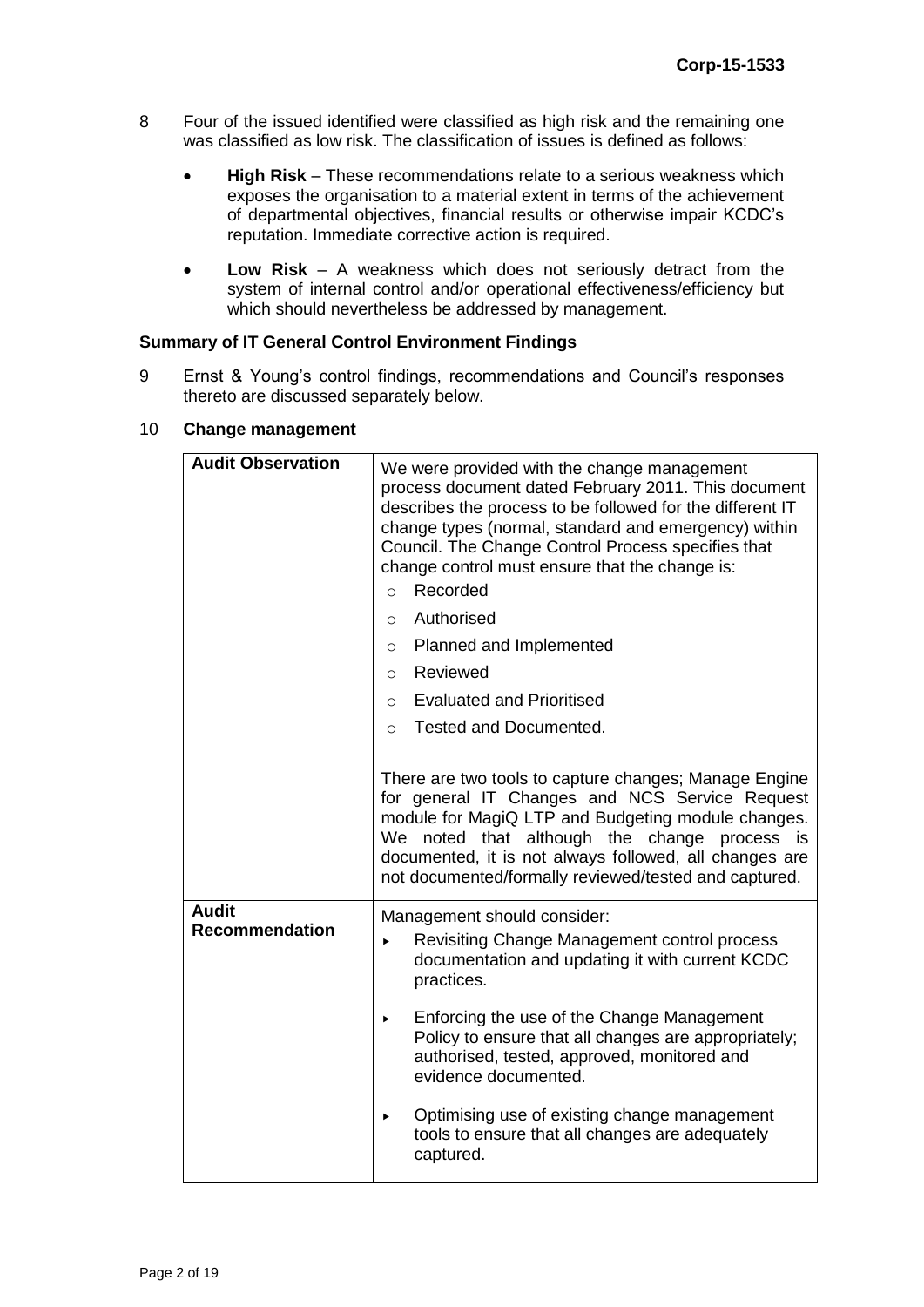8 Four of the issued identified were classified as high risk and the remaining one was classified as low risk. The classification of issues is defined as follows:

- **High Risk** – These recommendations relate to a serious weakness which exposes the organisation to a material extent in terms of the achievement of departmental objectives, financial results or otherwise impair KCDC's reputation. Immediate corrective action is required.
- **Low Risk** – A weakness which does not seriously detract from the system of internal control and/or operational effectiveness/efficiency but which should nevertheless be addressed by management.

**Summary of IT General Control Environment Findings**

9 Ernst & Young's control findings, recommendations and Council's responses thereto are discussed separately below.

10 **Change management**

| | |
|---|---|
| **Audit Observation** | We were provided with the change management process document dated February 2011. This document describes the process to be followed for the different IT change types (normal, standard and emergency) within Council. The Change Control Process specifies that change control must ensure that the change is:<br>○ Recorded<br>○ Authorised<br>○ Planned and Implemented<br>○ Reviewed<br>○ Evaluated and Prioritised<br>○ Tested and Documented.<br><br>There are two tools to capture changes; Manage Engine for general IT Changes and NCS Service Request module for MagiQ LTP and Budgeting module changes. We noted that although the change process is documented, it is not always followed, all changes are not documented/formally reviewed/tested and captured. |
| **Audit Recommendation** | Management should consider:<br>▸ Revisiting Change Management control process documentation and updating it with current KCDC practices.<br>▸ Enforcing the use of the Change Management Policy to ensure that all changes are appropriately; authorised, tested, approved, monitored and evidence documented.<br>▸ Optimising use of existing change management tools to ensure that all changes are adequately captured. |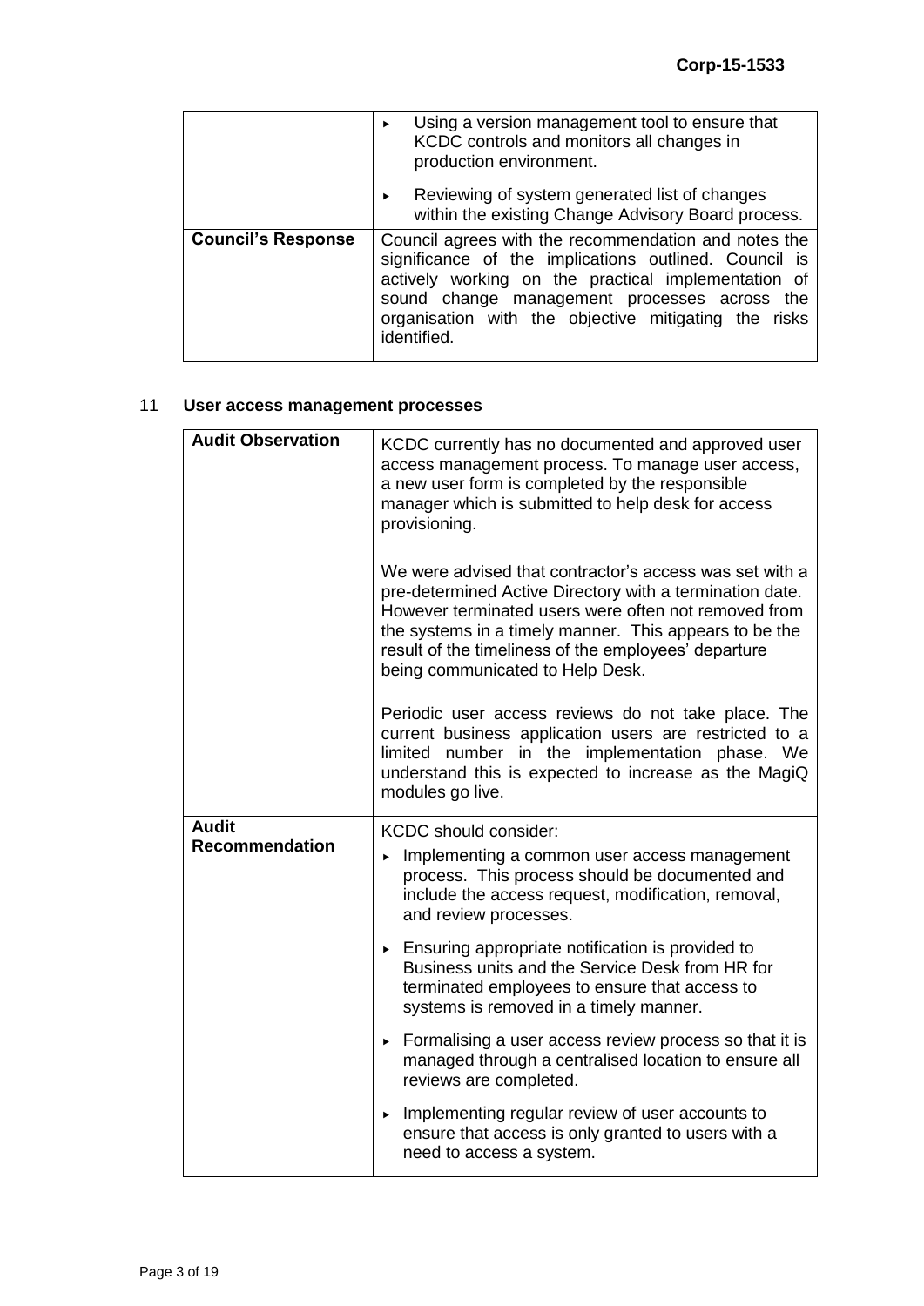| | |
|---|---|
| | ▸ Using a version management tool to ensure that KCDC controls and monitors all changes in production environment.<br>▸ Reviewing of system generated list of changes within the existing Change Advisory Board process. |
| **Council's Response** | Council agrees with the recommendation and notes the significance of the implications outlined. Council is actively working on the practical implementation of sound change management processes across the organisation with the objective mitigating the risks identified. |

## 11 User access management processes

| | |
|---|---|
| **Audit Observation** | KCDC currently has no documented and approved user access management process. To manage user access, a new user form is completed by the responsible manager which is submitted to help desk for access provisioning.<br><br>We were advised that contractor's access was set with a pre-determined Active Directory with a termination date. However terminated users were often not removed from the systems in a timely manner. This appears to be the result of the timeliness of the employees' departure being communicated to Help Desk.<br><br>Periodic user access reviews do not take place. The current business application users are restricted to a limited number in the implementation phase. We understand this is expected to increase as the MagiQ modules go live. |
| **Audit Recommendation** | KCDC should consider:<br>▸ Implementing a common user access management process. This process should be documented and include the access request, modification, removal, and review processes.<br>▸ Ensuring appropriate notification is provided to Business units and the Service Desk from HR for terminated employees to ensure that access to systems is removed in a timely manner.<br>▸ Formalising a user access review process so that it is managed through a centralised location to ensure all reviews are completed.<br>▸ Implementing regular review of user accounts to ensure that access is only granted to users with a need to access a system. |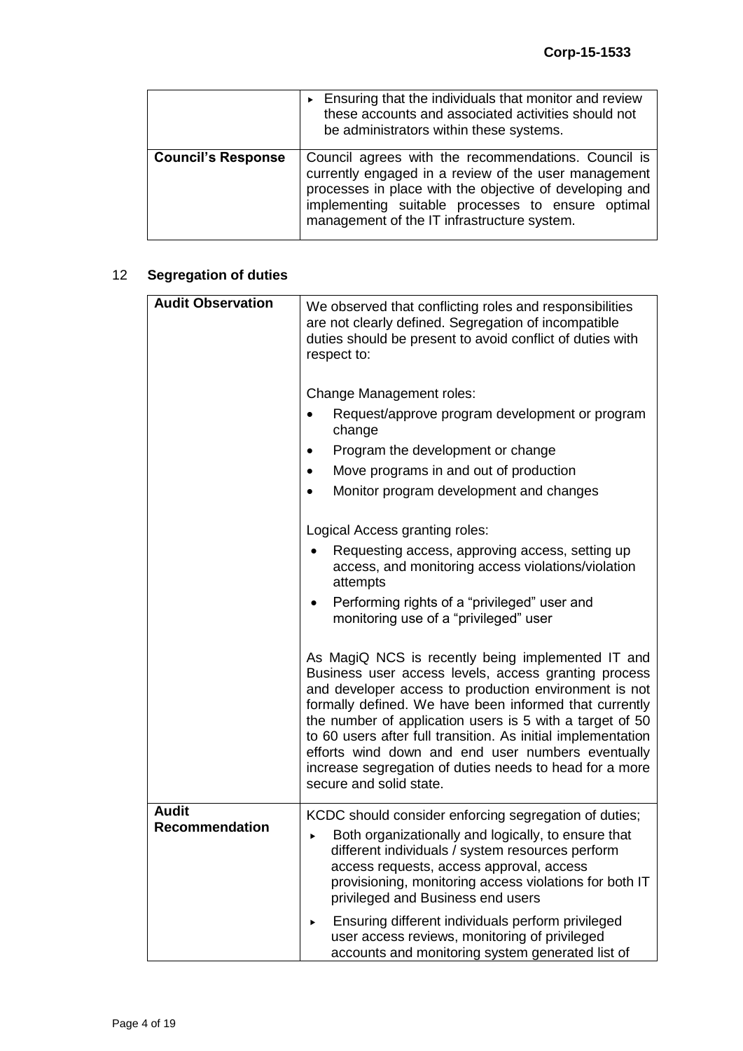| | |
|---|---|
| | ▸ Ensuring that the individuals that monitor and review these accounts and associated activities should not be administrators within these systems. |
| **Council's Response** | Council agrees with the recommendations. Council is currently engaged in a review of the user management processes in place with the objective of developing and implementing suitable processes to ensure optimal management of the IT infrastructure system. |

## 12 Segregation of duties

| | |
|---|---|
| **Audit Observation** | We observed that conflicting roles and responsibilities are not clearly defined. Segregation of incompatible duties should be present to avoid conflict of duties with respect to:<br><br>Change Management roles:<br>• Request/approve program development or program change<br>• Program the development or change<br>• Move programs in and out of production<br>• Monitor program development and changes<br><br>Logical Access granting roles:<br>• Requesting access, approving access, setting up access, and monitoring access violations/violation attempts<br>• Performing rights of a "privileged" user and monitoring use of a "privileged" user<br><br>As MagiQ NCS is recently being implemented IT and Business user access levels, access granting process and developer access to production environment is not formally defined. We have been informed that currently the number of application users is 5 with a target of 50 to 60 users after full transition. As initial implementation efforts wind down and end user numbers eventually increase segregation of duties needs to head for a more secure and solid state. |
| **Audit Recommendation** | KCDC should consider enforcing segregation of duties;<br>▸ Both organizationally and logically, to ensure that different individuals / system resources perform access requests, access approval, access provisioning, monitoring access violations for both IT privileged and Business end users<br>▸ Ensuring different individuals perform privileged user access reviews, monitoring of privileged accounts and monitoring system generated list of |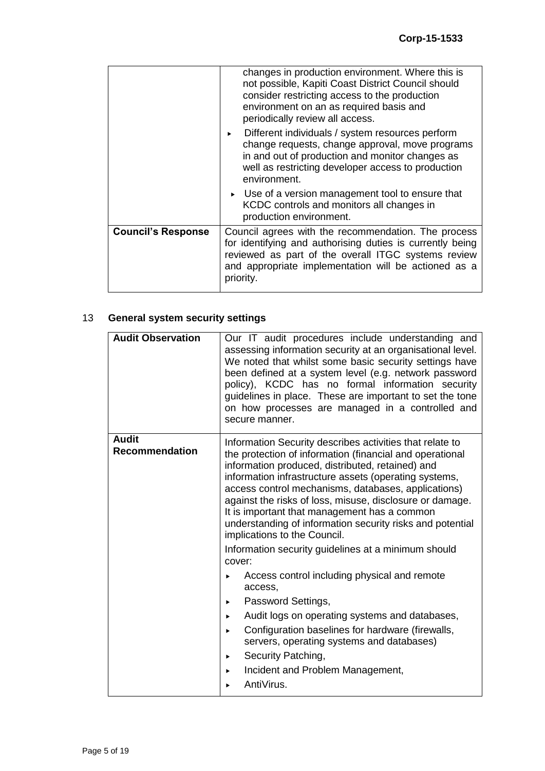| | |
|---|---|
| | changes in production environment. Where this is not possible, Kapiti Coast District Council should consider restricting access to the production environment on an as required basis and periodically review all access.<br>▸ Different individuals / system resources perform change requests, change approval, move programs in and out of production and monitor changes as well as restricting developer access to production environment.<br>▸ Use of a version management tool to ensure that KCDC controls and monitors all changes in production environment. |
| **Council's Response** | Council agrees with the recommendation. The process for identifying and authorising duties is currently being reviewed as part of the overall ITGC systems review and appropriate implementation will be actioned as a priority. |

## 13 General system security settings

| | |
|---|---|
| **Audit Observation** | Our IT audit procedures include understanding and assessing information security at an organisational level. We noted that whilst some basic security settings have been defined at a system level (e.g. network password policy), KCDC has no formal information security guidelines in place. These are important to set the tone on how processes are managed in a controlled and secure manner. |
| **Audit Recommendation** | Information Security describes activities that relate to the protection of information (financial and operational information produced, distributed, retained) and information infrastructure assets (operating systems, access control mechanisms, databases, applications) against the risks of loss, misuse, disclosure or damage. It is important that management has a common understanding of information security risks and potential implications to the Council.<br>Information security guidelines at a minimum should cover:<br>▸ Access control including physical and remote access,<br>▸ Password Settings,<br>▸ Audit logs on operating systems and databases,<br>▸ Configuration baselines for hardware (firewalls, servers, operating systems and databases)<br>▸ Security Patching,<br>▸ Incident and Problem Management,<br>▸ AntiVirus. |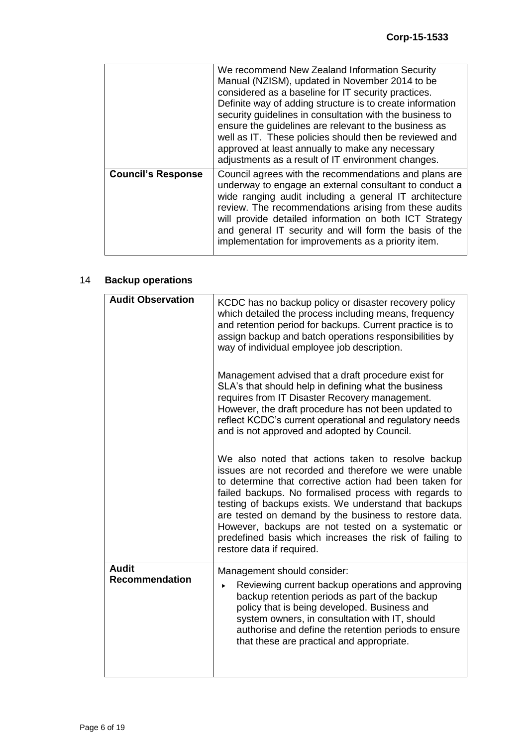| | |
|---|---|
| | We recommend New Zealand Information Security Manual (NZISM), updated in November 2014 to be considered as a baseline for IT security practices. Definite way of adding structure is to create information security guidelines in consultation with the business to ensure the guidelines are relevant to the business as well as IT. These policies should then be reviewed and approved at least annually to make any necessary adjustments as a result of IT environment changes. |
| **Council's Response** | Council agrees with the recommendations and plans are underway to engage an external consultant to conduct a wide ranging audit including a general IT architecture review. The recommendations arising from these audits will provide detailed information on both ICT Strategy and general IT security and will form the basis of the implementation for improvements as a priority item. |

## 14 Backup operations

| | |
|---|---|
| **Audit Observation** | KCDC has no backup policy or disaster recovery policy which detailed the process including means, frequency and retention period for backups. Current practice is to assign backup and batch operations responsibilities by way of individual employee job description.<br><br>Management advised that a draft procedure exist for SLA's that should help in defining what the business requires from IT Disaster Recovery management. However, the draft procedure has not been updated to reflect KCDC's current operational and regulatory needs and is not approved and adopted by Council.<br><br>We also noted that actions taken to resolve backup issues are not recorded and therefore we were unable to determine that corrective action had been taken for failed backups. No formalised process with regards to testing of backups exists. We understand that backups are tested on demand by the business to restore data. However, backups are not tested on a systematic or predefined basis which increases the risk of failing to restore data if required. |
| **Audit Recommendation** | Management should consider:<br>▸ Reviewing current backup operations and approving backup retention periods as part of the backup policy that is being developed. Business and system owners, in consultation with IT, should authorise and define the retention periods to ensure that these are practical and appropriate. |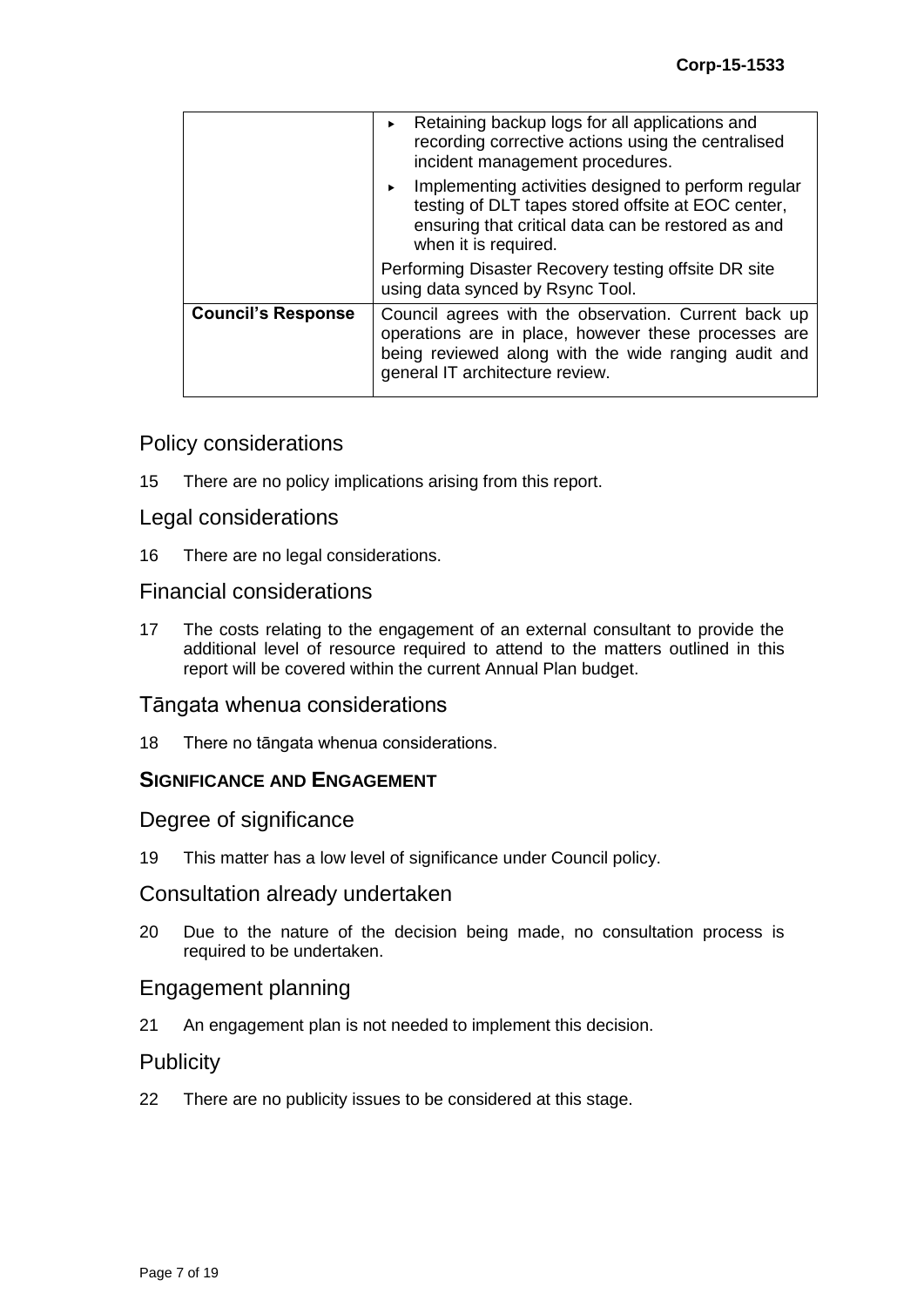| | |
|---|---|
| | ▸ Retaining backup logs for all applications and recording corrective actions using the centralised incident management procedures.<br>▸ Implementing activities designed to perform regular testing of DLT tapes stored offsite at EOC center, ensuring that critical data can be restored as and when it is required.<br>Performing Disaster Recovery testing offsite DR site using data synced by Rsync Tool. |
| **Council's Response** | Council agrees with the observation. Current back up operations are in place, however these processes are being reviewed along with the wide ranging audit and general IT architecture review. |

## Policy considerations

15 There are no policy implications arising from this report.

## Legal considerations

16 There are no legal considerations.

## Financial considerations

17 The costs relating to the engagement of an external consultant to provide the additional level of resource required to attend to the matters outlined in this report will be covered within the current Annual Plan budget.

## Tāngata whenua considerations

18 There no tāngata whenua considerations.

### SIGNIFICANCE AND ENGAGEMENT

## Degree of significance

19 This matter has a low level of significance under Council policy.

## Consultation already undertaken

20 Due to the nature of the decision being made, no consultation process is required to be undertaken.

## Engagement planning

21 An engagement plan is not needed to implement this decision.

## Publicity

22 There are no publicity issues to be considered at this stage.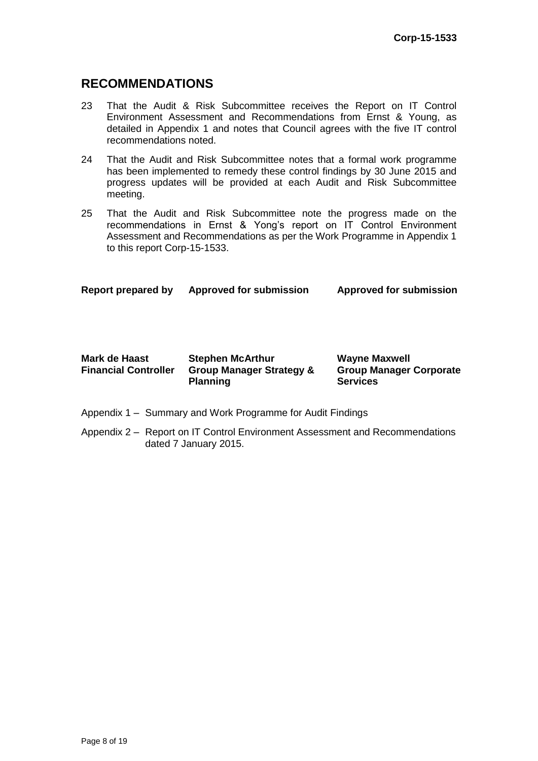## RECOMMENDATIONS

23 That the Audit & Risk Subcommittee receives the Report on IT Control Environment Assessment and Recommendations from Ernst & Young, as detailed in Appendix 1 and notes that Council agrees with the five IT control recommendations noted.

24 That the Audit and Risk Subcommittee notes that a formal work programme has been implemented to remedy these control findings by 30 June 2015 and progress updates will be provided at each Audit and Risk Subcommittee meeting.

25 That the Audit and Risk Subcommittee note the progress made on the recommendations in Ernst & Yong's report on IT Control Environment Assessment and Recommendations as per the Work Programme in Appendix 1 to this report Corp-15-1533.

| **Report prepared by** | **Approved for submission** | **Approved for submission** |
| --- | --- | --- |
| **Mark de Haast**<br>**Financial Controller** | **Stephen McArthur**<br>**Group Manager Strategy & Planning** | **Wayne Maxwell**<br>**Group Manager Corporate Services** |

Appendix 1 – Summary and Work Programme for Audit Findings

Appendix 2 – Report on IT Control Environment Assessment and Recommendations dated 7 January 2015.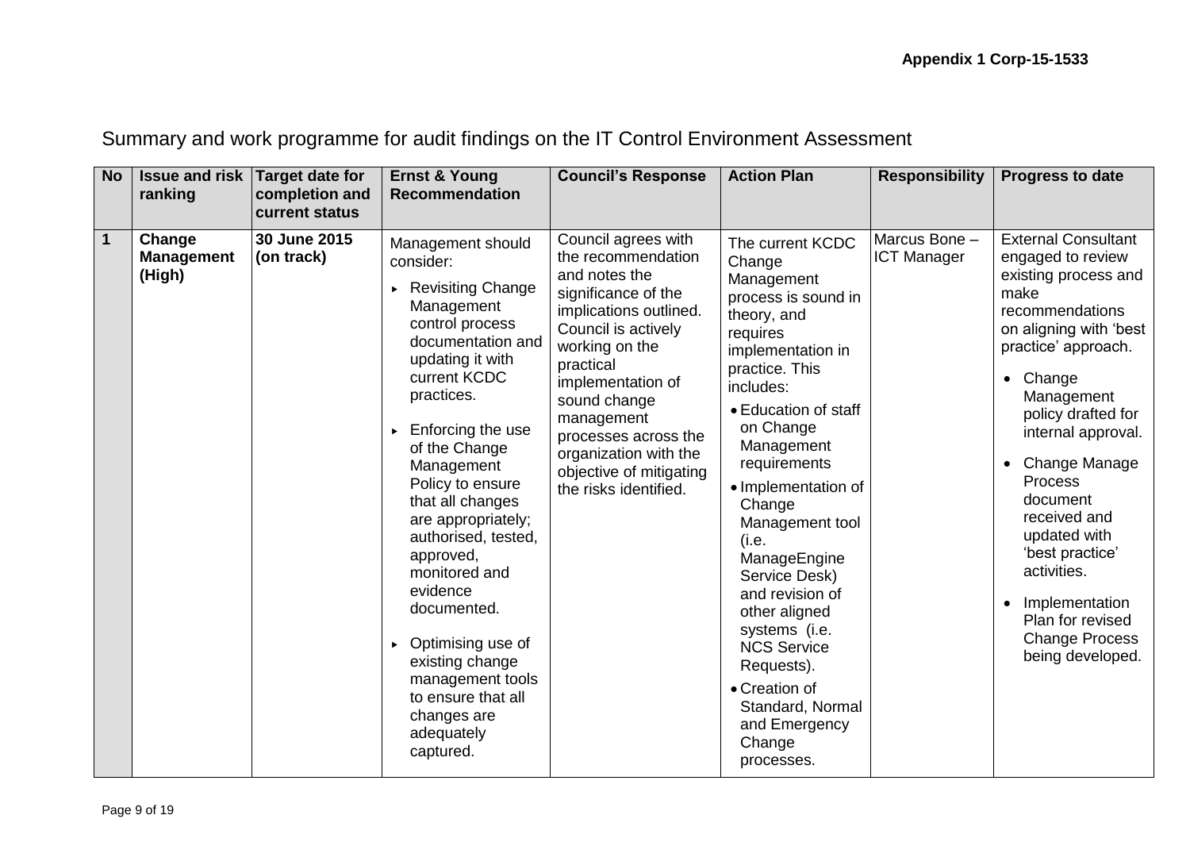**Appendix 1 Corp-15-1533**

# Summary and work programme for audit findings on the IT Control Environment Assessment

| No | Issue and risk ranking | Target date for completion and current status | Ernst & Young Recommendation | Council's Response | Action Plan | Responsibility | Progress to date |
|---|---|---|---|---|---|---|---|
| **1** | **Change Management (High)** | **30 June 2015 (on track)** | Management should consider:<br>▸ Revisiting Change Management control process documentation and updating it with current KCDC practices.<br>▸ Enforcing the use of the Change Management Policy to ensure that all changes are appropriately; authorised, tested, approved, monitored and evidence documented.<br>▸ Optimising use of existing change management tools to ensure that all changes are adequately captured. | Council agrees with the recommendation and notes the significance of the implications outlined. Council is actively working on the practical implementation of sound change management processes across the organization with the objective of mitigating the risks identified. | The current KCDC Change Management process is sound in theory, and requires implementation in practice. This includes:<br>• Education of staff on Change Management requirements<br>• Implementation of Change Management tool (i.e. ManageEngine Service Desk) and revision of other aligned systems (i.e. NCS Service Requests).<br>• Creation of Standard, Normal and Emergency Change processes. | Marcus Bone – ICT Manager | External Consultant engaged to review existing process and make recommendations on aligning with 'best practice' approach.<br>• Change Management policy drafted for internal approval.<br>• Change Manage Process document received and updated with 'best practice' activities.<br>• Implementation Plan for revised Change Process being developed. |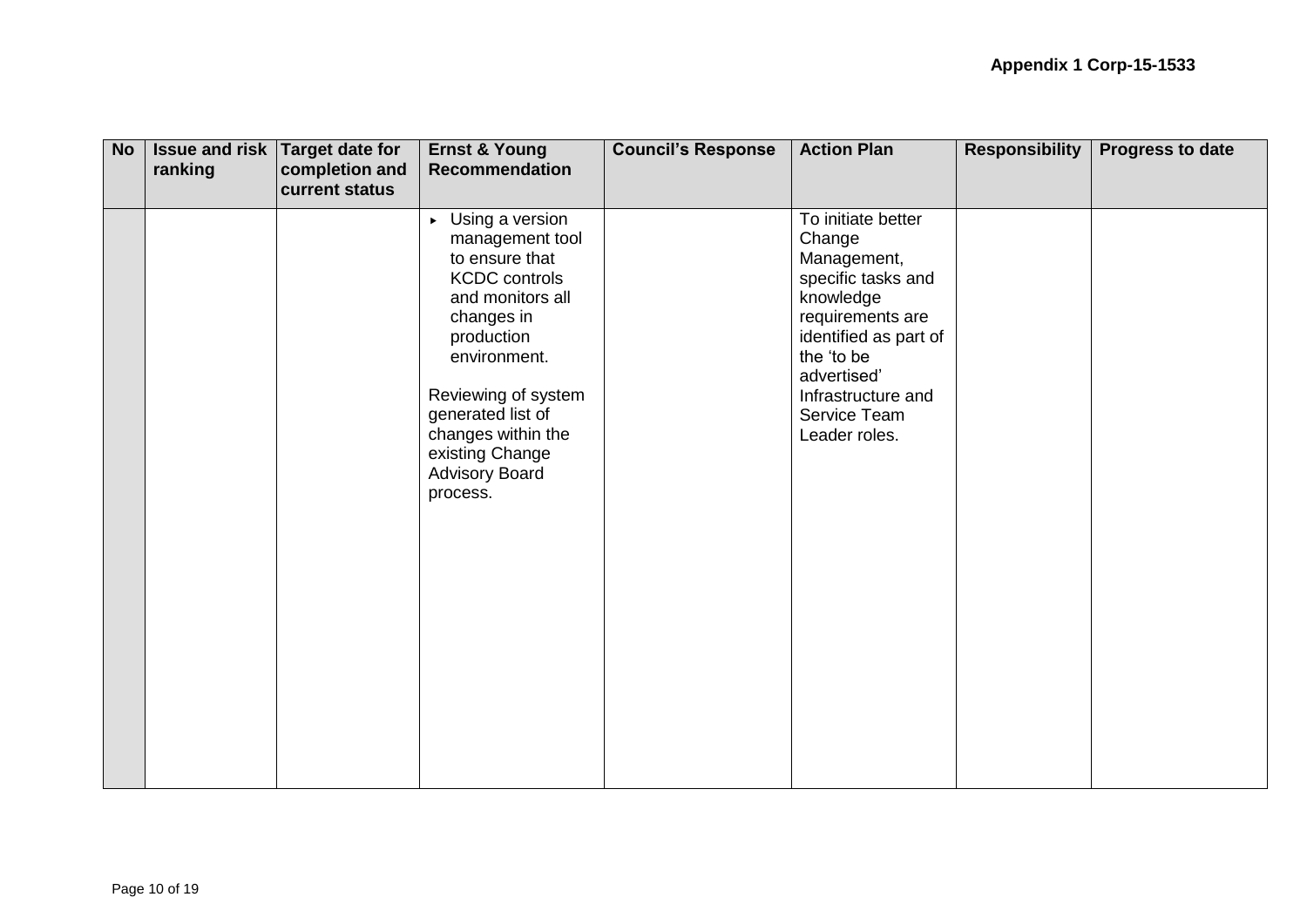**Appendix 1 Corp-15-1533**

| No | Issue and risk ranking | Target date for completion and current status | Ernst & Young Recommendation | Council's Response | Action Plan | Responsibility | Progress to date |
|---|---|---|---|---|---|---|---|
| | | | ▸ Using a version management tool to ensure that KCDC controls and monitors all changes in production environment.<br><br>Reviewing of system generated list of changes within the existing Change Advisory Board process. | | To initiate better Change Management, specific tasks and knowledge requirements are identified as part of the 'to be advertised' Infrastructure and Service Team Leader roles. | | |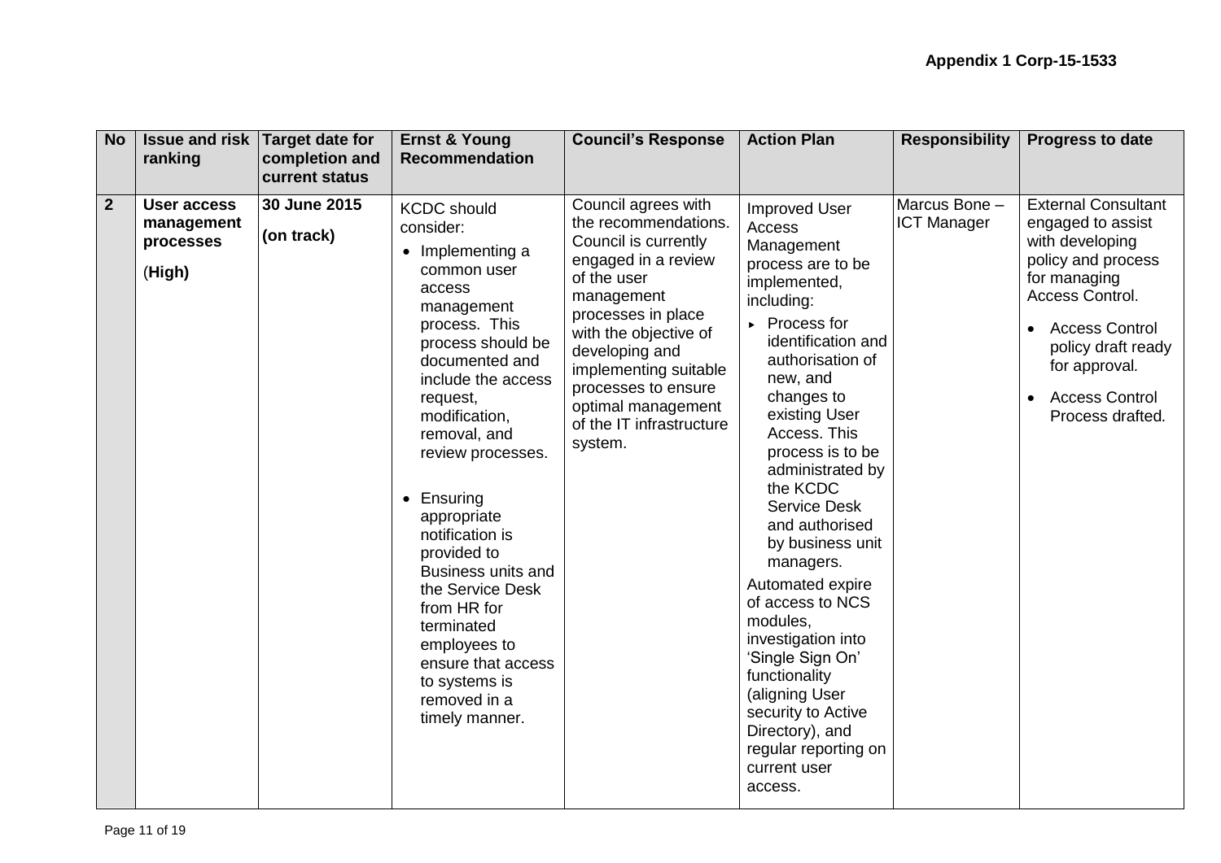**Appendix 1 Corp-15-1533**

| No | Issue and risk ranking | Target date for completion and current status | Ernst & Young Recommendation | Council's Response | Action Plan | Responsibility | Progress to date |
|---|---|---|---|---|---|---|---|
| **2** | **User access management processes** (**High**) | **30 June 2015** **(on track)** | KCDC should consider: <br>• Implementing a common user access management process. This process should be documented and include the access request, modification, removal, and review processes. <br>• Ensuring appropriate notification is provided to Business units and the Service Desk from HR for terminated employees to ensure that access to systems is removed in a timely manner. | Council agrees with the recommendations. Council is currently engaged in a review of the user management processes in place with the objective of developing and implementing suitable processes to ensure optimal management of the IT infrastructure system. | Improved User Access Management process are to be implemented, including: <br>▸ Process for identification and authorisation of new, and changes to existing User Access. This process is to be administrated by the KCDC Service Desk and authorised by business unit managers. <br>Automated expire of access to NCS modules, investigation into 'Single Sign On' functionality (aligning User security to Active Directory), and regular reporting on current user access. | Marcus Bone – ICT Manager | External Consultant engaged to assist with developing policy and process for managing Access Control. <br>• Access Control policy draft ready for approval. <br>• Access Control Process drafted. |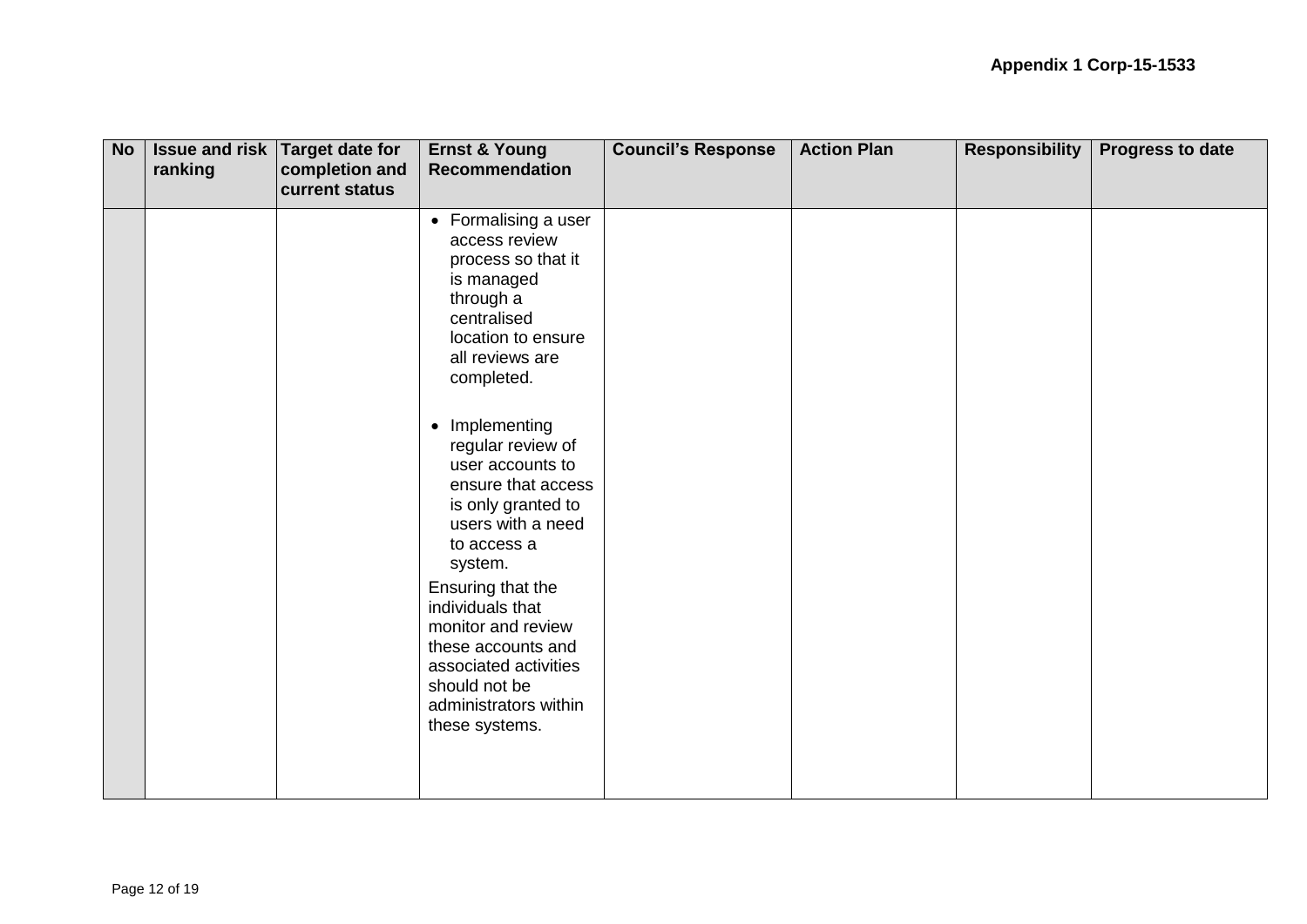**Appendix 1 Corp-15-1533**

| No | Issue and risk ranking | Target date for completion and current status | Ernst & Young Recommendation | Council's Response | Action Plan | Responsibility | Progress to date |
|---|---|---|---|---|---|---|---|
| | | | • Formalising a user access review process so that it is managed through a centralised location to ensure all reviews are completed.<br><br>• Implementing regular review of user accounts to ensure that access is only granted to users with a need to access a system.<br><br>Ensuring that the individuals that monitor and review these accounts and associated activities should not be administrators within these systems. | | | | |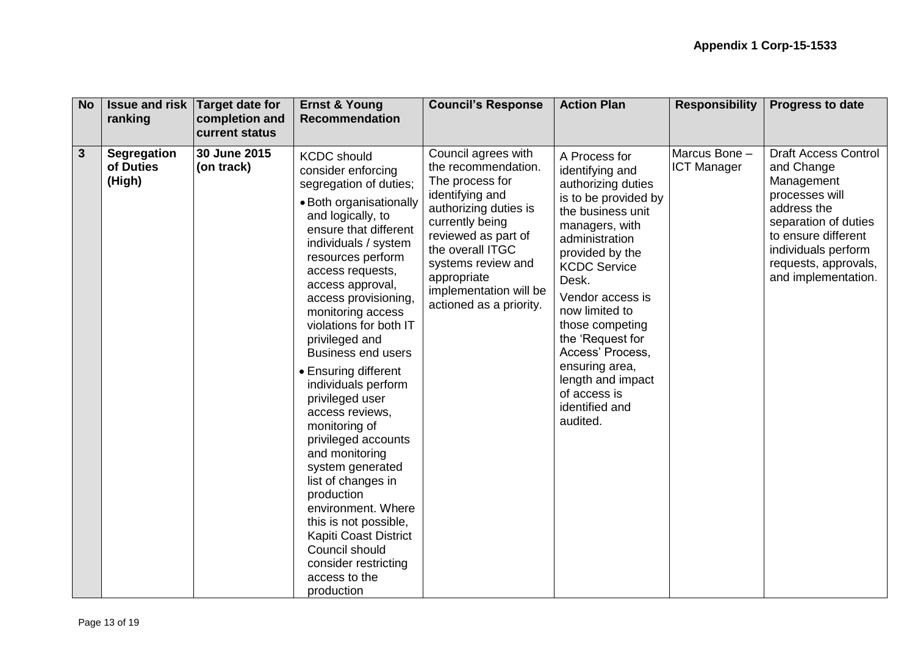**Appendix 1 Corp-15-1533**

| No | Issue and risk ranking | Target date for completion and current status | Ernst & Young Recommendation | Council's Response | Action Plan | Responsibility | Progress to date |
|---|---|---|---|---|---|---|---|
| **3** | **Segregation of Duties (High)** | **30 June 2015 (on track)** | KCDC should consider enforcing segregation of duties; <br>• Both organisationally and logically, to ensure that different individuals / system resources perform access requests, access approval, access provisioning, monitoring access violations for both IT privileged and Business end users <br>• Ensuring different individuals perform privileged user access reviews, monitoring of privileged accounts and monitoring system generated list of changes in production environment. Where this is not possible, Kapiti Coast District Council should consider restricting access to the production | Council agrees with the recommendation. The process for identifying and authorizing duties is currently being reviewed as part of the overall ITGC systems review and appropriate implementation will be actioned as a priority. | A Process for identifying and authorizing duties is to be provided by the business unit managers, with administration provided by the KCDC Service Desk. <br>Vendor access is now limited to those competing the 'Request for Access' Process, ensuring area, length and impact of access is identified and audited. | Marcus Bone – ICT Manager | Draft Access Control and Change Management processes will address the separation of duties to ensure different individuals perform requests, approvals, and implementation. |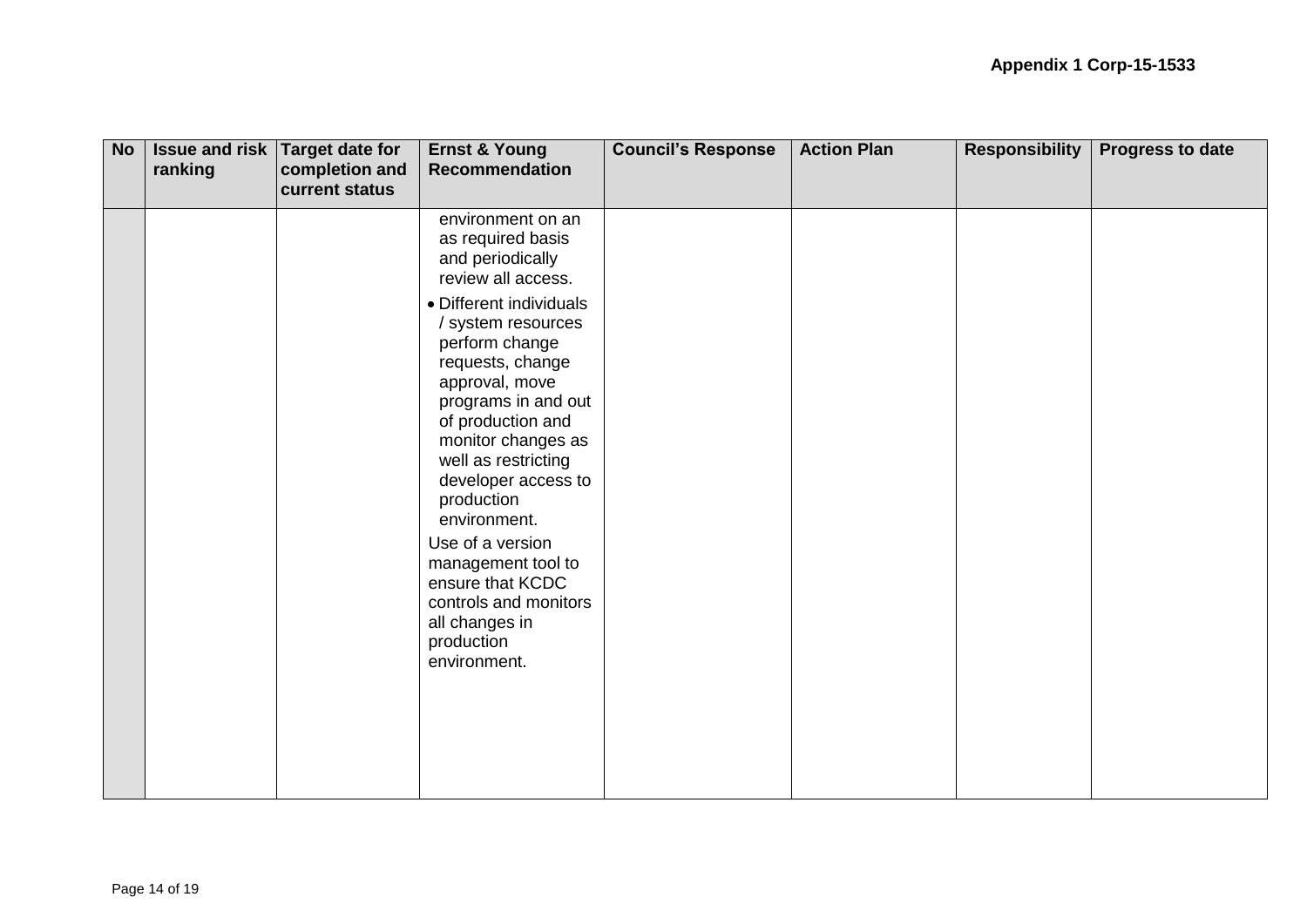**Appendix 1 Corp-15-1533**

| No | Issue and risk ranking | Target date for completion and current status | Ernst & Young Recommendation | Council's Response | Action Plan | Responsibility | Progress to date |
|---|---|---|---|---|---|---|---|
| | | | environment on an as required basis and periodically review all access.<br>• Different individuals / system resources perform change requests, change approval, move programs in and out of production and monitor changes as well as restricting developer access to production environment.<br>Use of a version management tool to ensure that KCDC controls and monitors all changes in production environment. | | | | |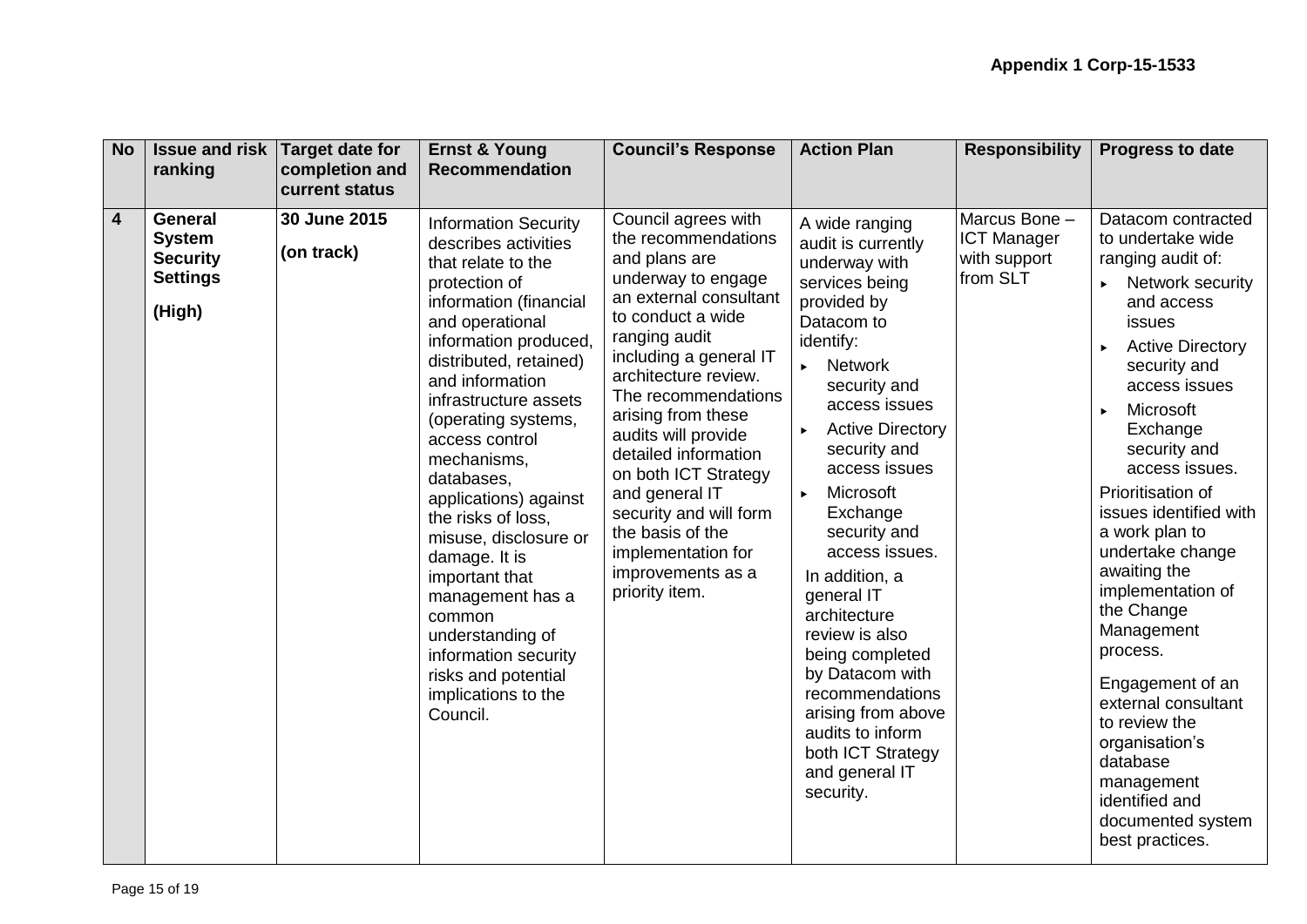**Appendix 1 Corp-15-1533**

| No | Issue and risk ranking | Target date for completion and current status | Ernst & Young Recommendation | Council's Response | Action Plan | Responsibility | Progress to date |
|---|---|---|---|---|---|---|---|
| **4** | **General System Security Settings** <br><br> **(High)** | **30 June 2015** <br><br> **(on track)** | Information Security describes activities that relate to the protection of information (financial and operational information produced, distributed, retained) and information infrastructure assets (operating systems, access control mechanisms, databases, applications) against the risks of loss, misuse, disclosure or damage. It is important that management has a common understanding of information security risks and potential implications to the Council. | Council agrees with the recommendations and plans are underway to engage an external consultant to conduct a wide ranging audit including a general IT architecture review. The recommendations arising from these audits will provide detailed information on both ICT Strategy and general IT security and will form the basis of the implementation for improvements as a priority item. | A wide ranging audit is currently underway with services being provided by Datacom to identify: <br>▸ Network security and access issues <br>▸ Active Directory security and access issues <br>▸ Microsoft Exchange security and access issues. <br><br> In addition, a general IT architecture review is also being completed by Datacom with recommendations arising from above audits to inform both ICT Strategy and general IT security. | Marcus Bone – ICT Manager with support from SLT | Datacom contracted to undertake wide ranging audit of: <br>▸ Network security and access issues <br>▸ Active Directory security and access issues <br>▸ Microsoft Exchange security and access issues. <br><br> Prioritisation of issues identified with a work plan to undertake change awaiting the implementation of the Change Management process. <br><br> Engagement of an external consultant to review the organisation's database management identified and documented system best practices. |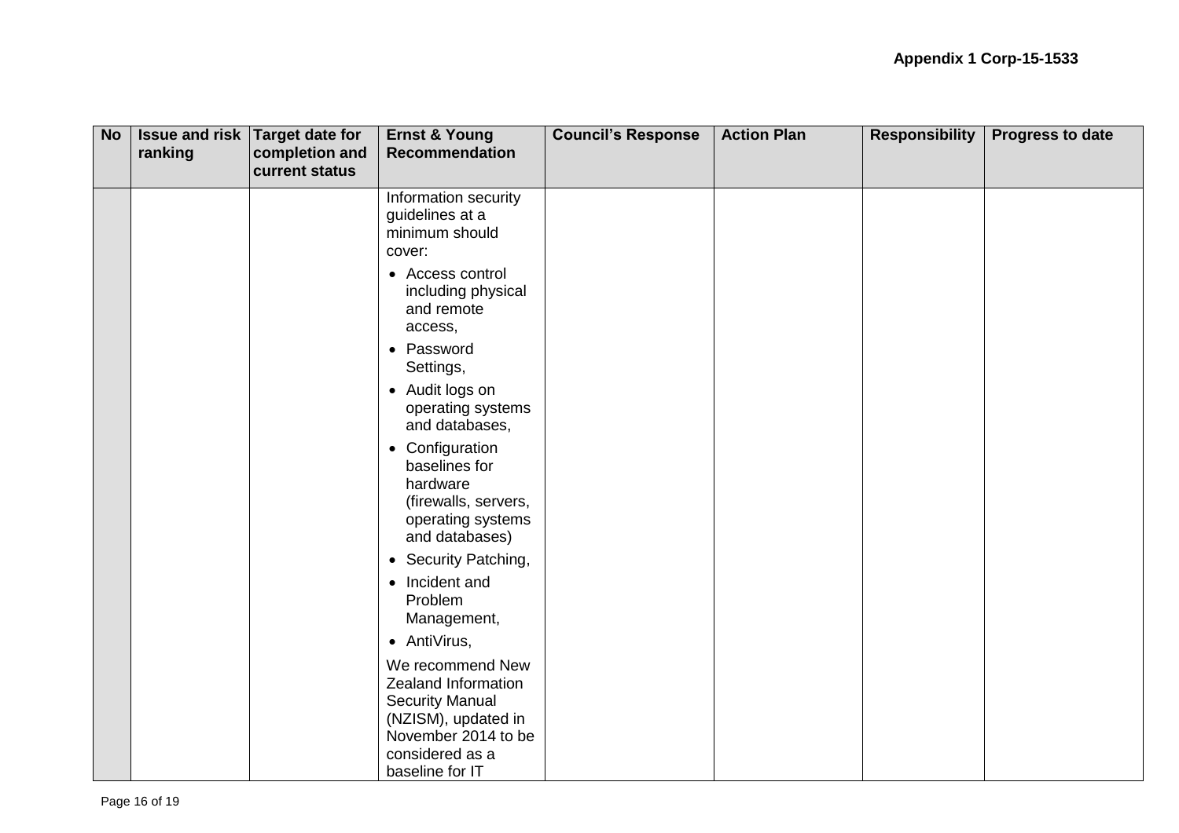| No | Issue and risk ranking | Target date for completion and current status | Ernst & Young Recommendation | Council's Response | Action Plan | Responsibility | Progress to date |
|---|---|---|---|---|---|---|---|
| | | | Information security guidelines at a minimum should cover:<br>• Access control including physical and remote access,<br>• Password Settings,<br>• Audit logs on operating systems and databases,<br>• Configuration baselines for hardware (firewalls, servers, operating systems and databases)<br>• Security Patching,<br>• Incident and Problem Management,<br>• AntiVirus,<br>We recommend New Zealand Information Security Manual (NZISM), updated in November 2014 to be considered as a baseline for IT | | | | |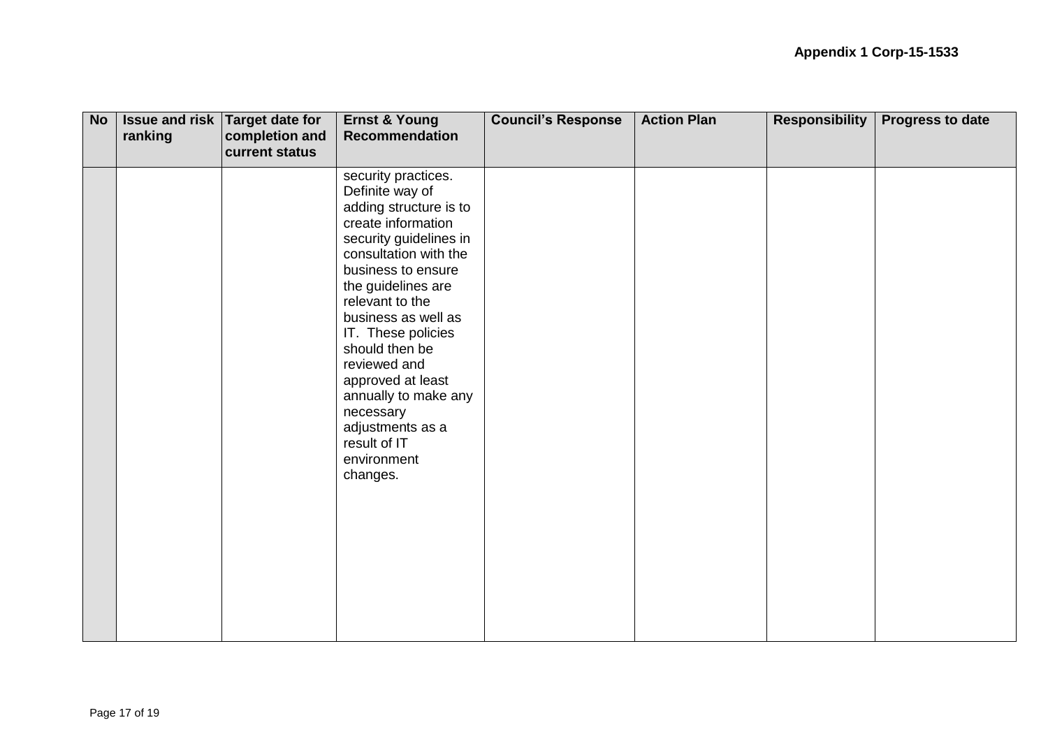**Appendix 1 Corp-15-1533**

| No | Issue and risk ranking | Target date for completion and current status | Ernst & Young Recommendation | Council's Response | Action Plan | Responsibility | Progress to date |
|---|---|---|---|---|---|---|---|
| | | | security practices. Definite way of adding structure is to create information security guidelines in consultation with the business to ensure the guidelines are relevant to the business as well as IT. These policies should then be reviewed and approved at least annually to make any necessary adjustments as a result of IT environment changes. | | | | |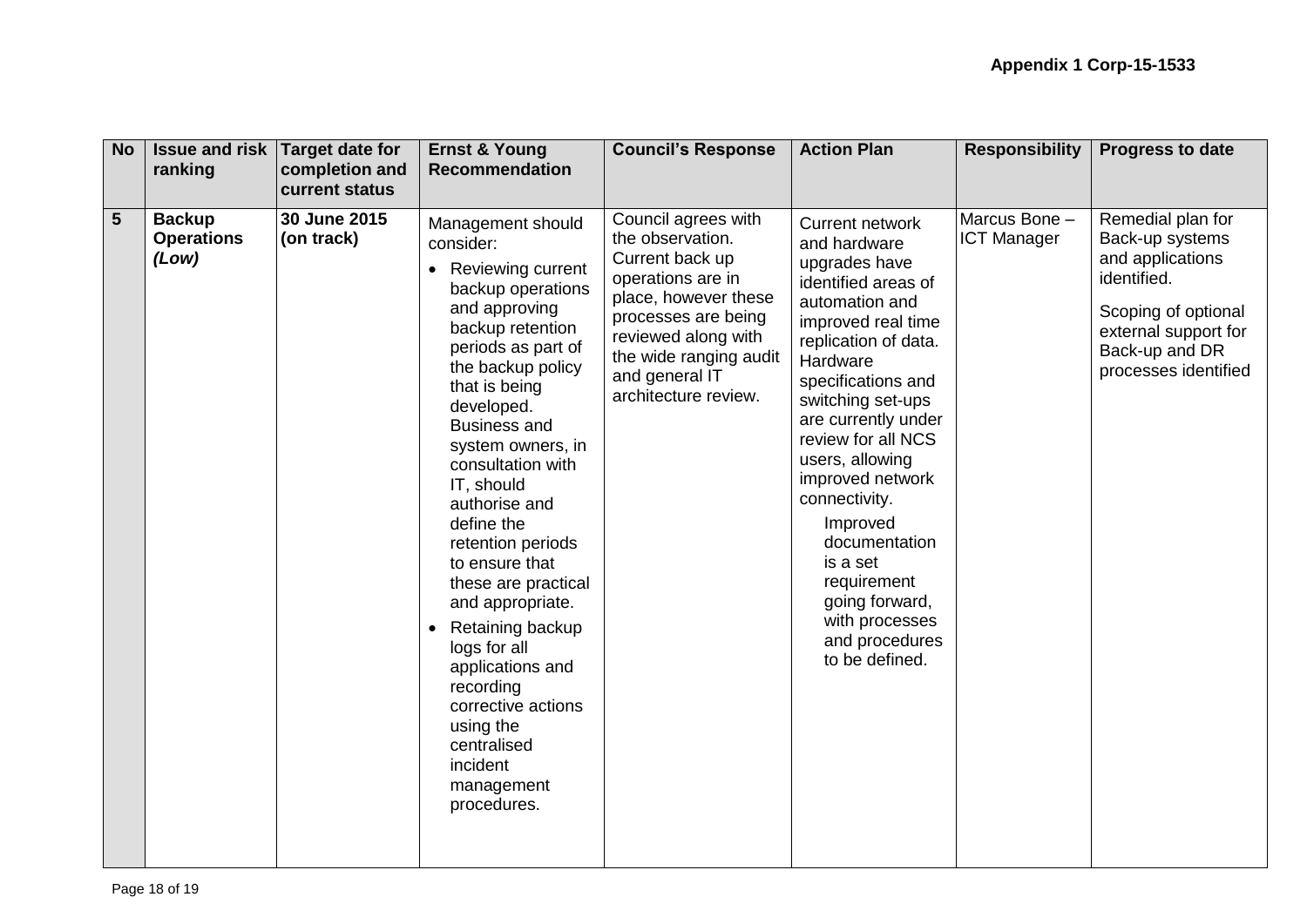**Appendix 1 Corp-15-1533**

| No | Issue and risk ranking | Target date for completion and current status | Ernst & Young Recommendation | Council's Response | Action Plan | Responsibility | Progress to date |
|---|---|---|---|---|---|---|---|
| **5** | **Backup Operations** ***(Low)*** | **30 June 2015 (on track)** | Management should consider:<br>• Reviewing current backup operations and approving backup retention periods as part of the backup policy that is being developed. Business and system owners, in consultation with IT, should authorise and define the retention periods to ensure that these are practical and appropriate.<br>• Retaining backup logs for all applications and recording corrective actions using the centralised incident management procedures. | Council agrees with the observation. Current back up operations are in place, however these processes are being reviewed along with the wide ranging audit and general IT architecture review. | Current network and hardware upgrades have identified areas of automation and improved real time replication of data. Hardware specifications and switching set-ups are currently under review for all NCS users, allowing improved network connectivity.<br>Improved documentation is a set requirement going forward, with processes and procedures to be defined. | Marcus Bone – ICT Manager | Remedial plan for Back-up systems and applications identified.<br>Scoping of optional external support for Back-up and DR processes identified |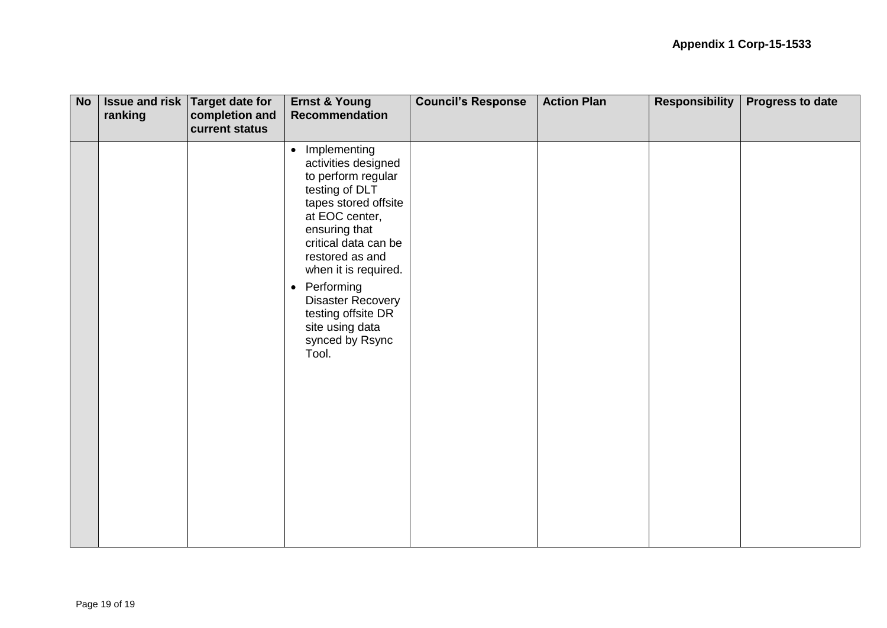**Appendix 1 Corp-15-1533**

| No | Issue and risk ranking | Target date for completion and current status | Ernst & Young Recommendation | Council's Response | Action Plan | Responsibility | Progress to date |
|---|---|---|---|---|---|---|---|
| | | | • Implementing activities designed to perform regular testing of DLT tapes stored offsite at EOC center, ensuring that critical data can be restored as and when it is required. • Performing Disaster Recovery testing offsite DR site using data synced by Rsync Tool. | | | | |